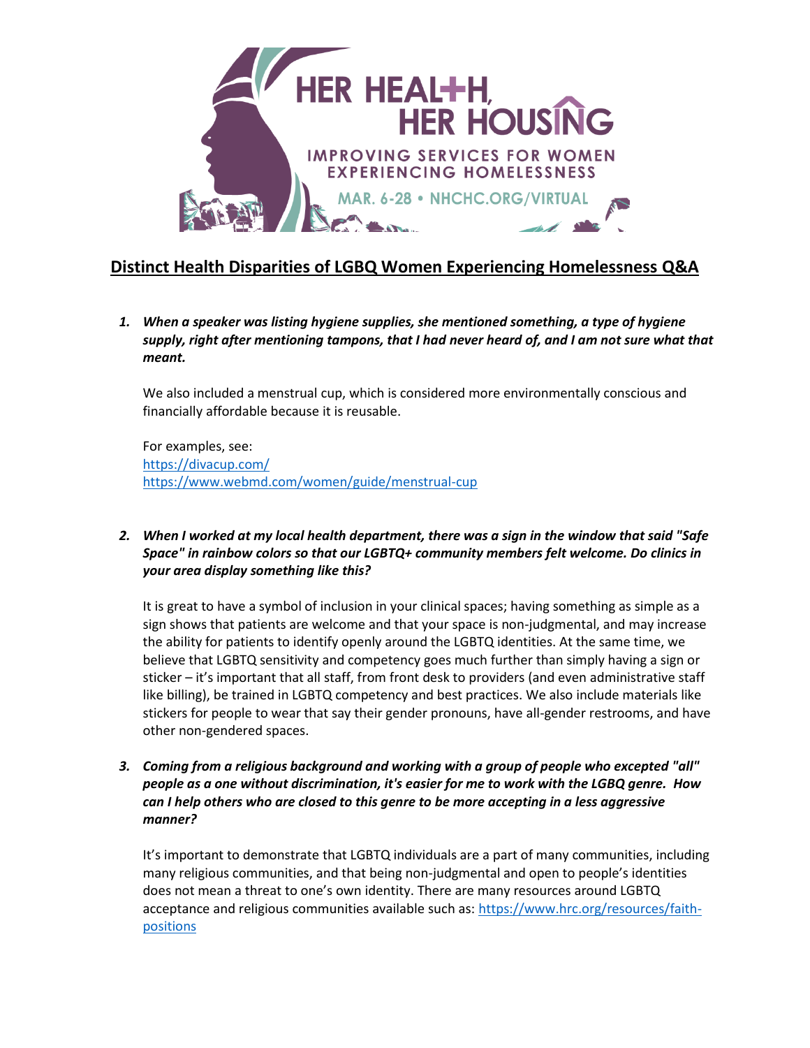# Distinct Health Disparities of LGBQ Women Experiencing Homelessness Q&A

1. ***When a speaker was listing hygiene supplies, she mentioned something, a type of hygiene supply, right after mentioning tampons, that I had never heard of, and I am not sure what that meant.***

   We also included a menstrual cup, which is considered more environmentally conscious and financially affordable because it is reusable.

   For examples, see:
   https://divacup.com/
   https://www.webmd.com/women/guide/menstrual-cup

2. ***When I worked at my local health department, there was a sign in the window that said "Safe Space" in rainbow colors so that our LGBTQ+ community members felt welcome. Do clinics in your area display something like this?***

   It is great to have a symbol of inclusion in your clinical spaces; having something as simple as a sign shows that patients are welcome and that your space is non-judgmental, and may increase the ability for patients to identify openly around the LGBTQ identities. At the same time, we believe that LGBTQ sensitivity and competency goes much further than simply having a sign or sticker – it's important that all staff, from front desk to providers (and even administrative staff like billing), be trained in LGBTQ competency and best practices. We also include materials like stickers for people to wear that say their gender pronouns, have all-gender restrooms, and have other non-gendered spaces.

3. ***Coming from a religious background and working with a group of people who excepted "all" people as a one without discrimination, it's easier for me to work with the LGBQ genre. How can I help others who are closed to this genre to be more accepting in a less aggressive manner?***

   It's important to demonstrate that LGBTQ individuals are a part of many communities, including many religious communities, and that being non-judgmental and open to people's identities does not mean a threat to one's own identity. There are many resources around LGBTQ acceptance and religious communities available such as: https://www.hrc.org/resources/faith-positions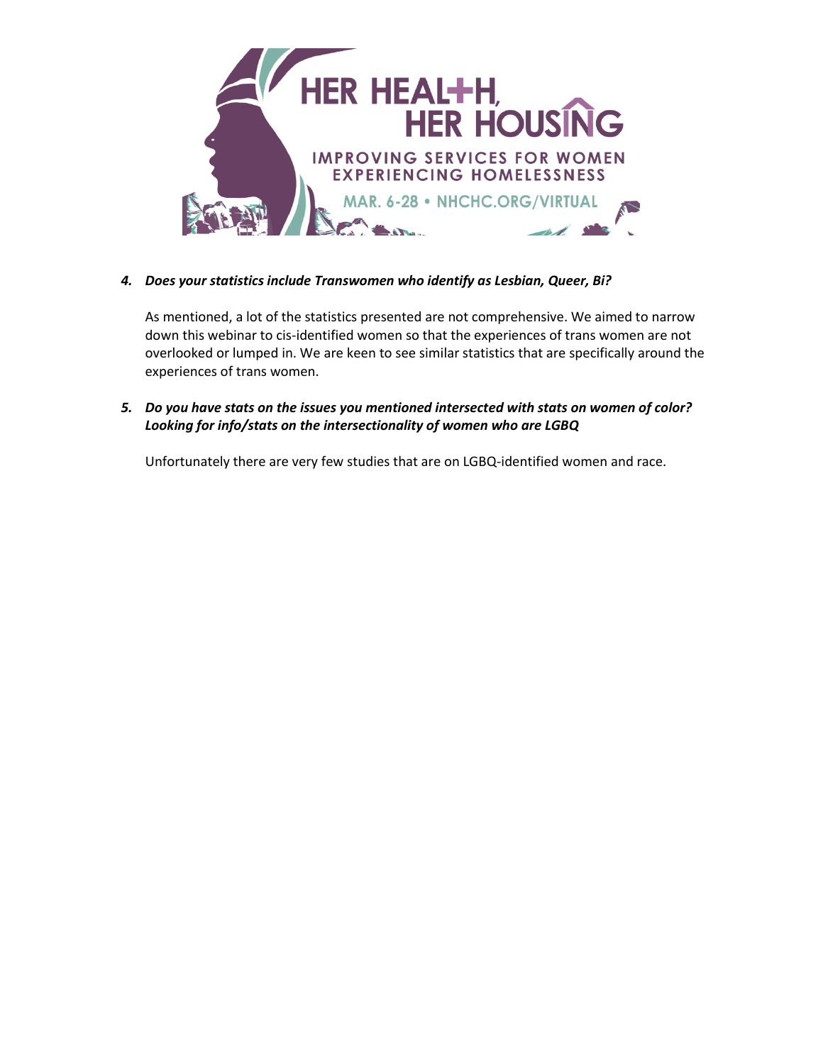*4. Does your statistics include Transwomen who identify as Lesbian, Queer, Bi?*

As mentioned, a lot of the statistics presented are not comprehensive. We aimed to narrow down this webinar to cis-identified women so that the experiences of trans women are not overlooked or lumped in. We are keen to see similar statistics that are specifically around the experiences of trans women.

*5. Do you have stats on the issues you mentioned intersected with stats on women of color? Looking for info/stats on the intersectionality of women who are LGBQ*

Unfortunately there are very few studies that are on LGBQ-identified women and race.